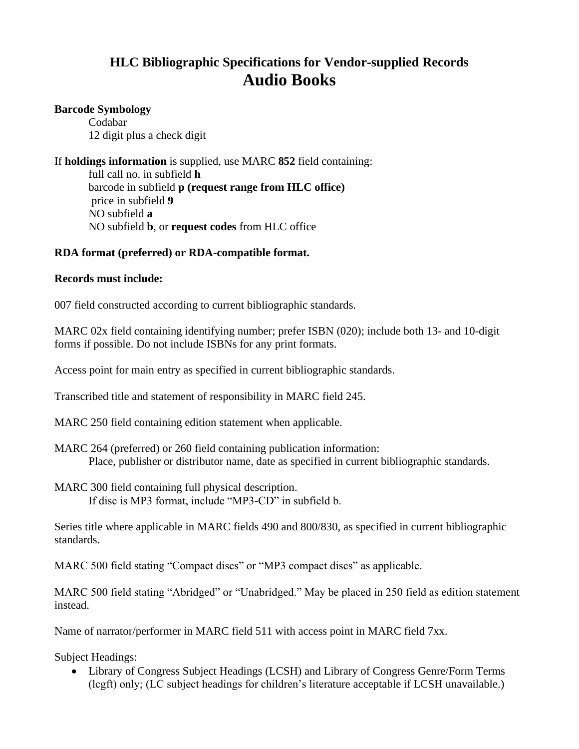# HLC Bibliographic Specifications for Vendor-supplied Records

## Audio Books

**Barcode Symbology**

Codabar
12 digit plus a check digit

If **holdings information** is supplied, use MARC **852** field containing:

full call no. in subfield **h**
barcode in subfield **p (request range from HLC office)**
price in subfield **9**
NO subfield **a**
NO subfield **b**, or **request codes** from HLC office

**RDA format (preferred) or RDA-compatible format.**

**Records must include:**

007 field constructed according to current bibliographic standards.

MARC 02x field containing identifying number; prefer ISBN (020); include both 13- and 10-digit forms if possible. Do not include ISBNs for any print formats.

Access point for main entry as specified in current bibliographic standards.

Transcribed title and statement of responsibility in MARC field 245.

MARC 250 field containing edition statement when applicable.

MARC 264 (preferred) or 260 field containing publication information:
Place, publisher or distributor name, date as specified in current bibliographic standards.

MARC 300 field containing full physical description.
If disc is MP3 format, include "MP3-CD" in subfield b.

Series title where applicable in MARC fields 490 and 800/830, as specified in current bibliographic standards.

MARC 500 field stating "Compact discs" or "MP3 compact discs" as applicable.

MARC 500 field stating "Abridged" or "Unabridged." May be placed in 250 field as edition statement instead.

Name of narrator/performer in MARC field 511 with access point in MARC field 7xx.

Subject Headings:

- Library of Congress Subject Headings (LCSH) and Library of Congress Genre/Form Terms (lcgft) only; (LC subject headings for children's literature acceptable if LCSH unavailable.)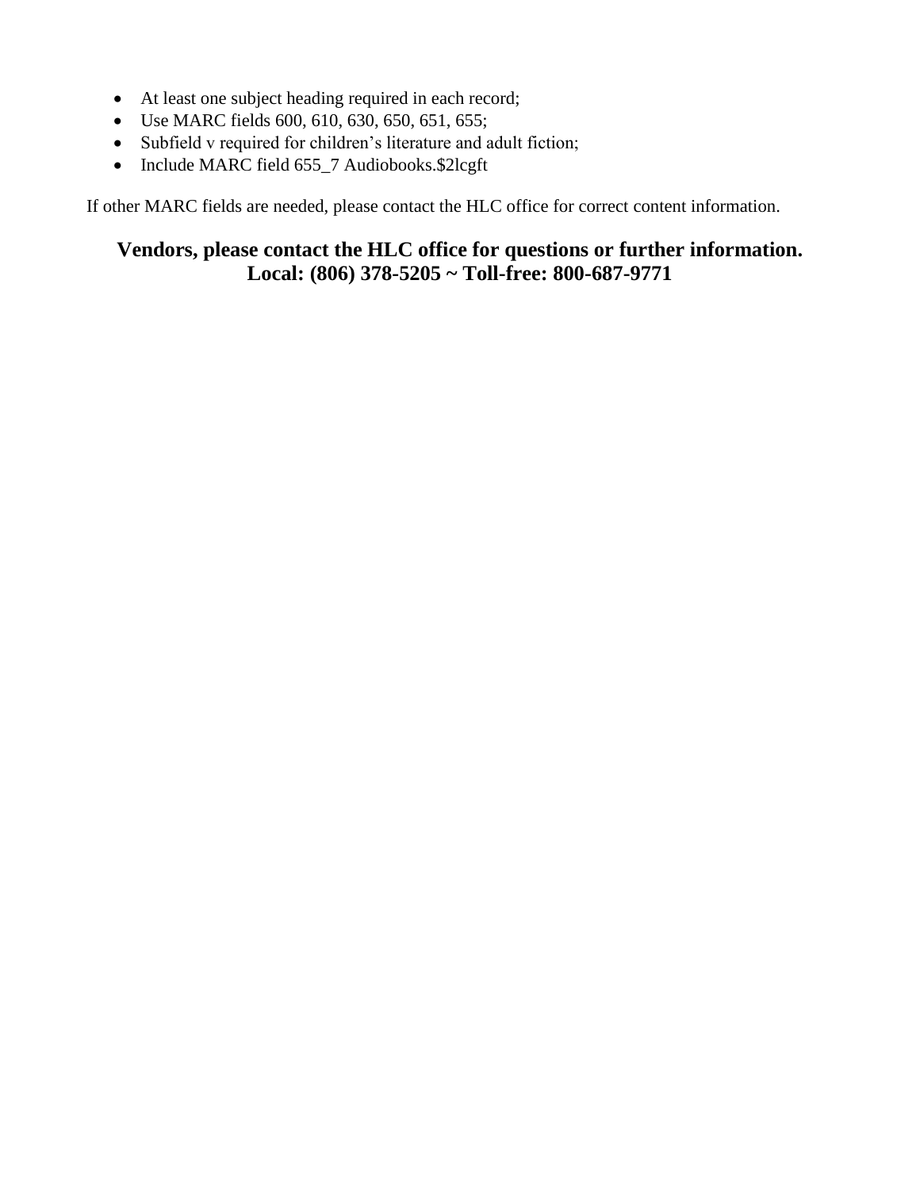- At least one subject heading required in each record;
- Use MARC fields 600, 610, 630, 650, 651, 655;
- Subfield v required for children's literature and adult fiction;
- Include MARC field 655_7 Audiobooks.$2lcgft

If other MARC fields are needed, please contact the HLC office for correct content information.

**Vendors, please contact the HLC office for questions or further information.**
**Local: (806) 378-5205 ~ Toll-free: 800-687-9771**